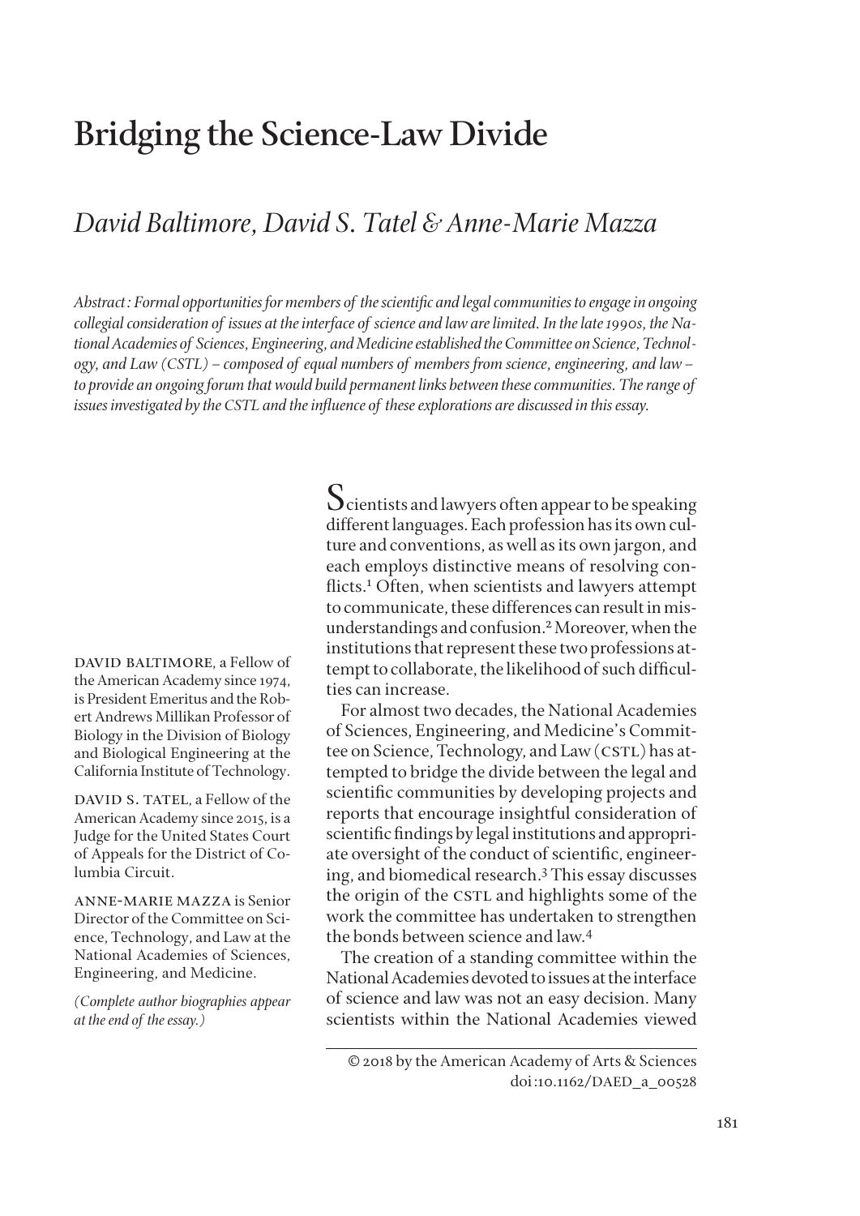# Bridging the Science-Law Divide

## *David Baltimore, David S. Tatel & Anne-Marie Mazza*

*Abstract: Formal opportunities for members of the scientific and legal communities to engage in ongoing collegial consideration of issues at the interface of science and law are limited. In the late 1990s, the National Academies of Sciences, Engineering, and Medicine established the Committee on Science, Technology, and Law (CSTL) – composed of equal numbers of members from science, engineering, and law – to provide an ongoing forum that would build permanent links between these communities. The range of issues investigated by the CSTL and the influence of these explorations are discussed in this essay.*

DAVID BALTIMORE, a Fellow of the American Academy since 1974, is President Emeritus and the Robert Andrews Millikan Professor of Biology in the Division of Biology and Biological Engineering at the California Institute of Technology.

DAVID S. TATEL, a Fellow of the American Academy since 2015, is a Judge for the United States Court of Appeals for the District of Columbia Circuit.

ANNE-MARIE MAZZA is Senior Director of the Committee on Science, Technology, and Law at the National Academies of Sciences, Engineering, and Medicine.

*(Complete author biographies appear at the end of the essay.)*

Scientists and lawyers often appear to be speaking different languages. Each profession has its own culture and conventions, as well as its own jargon, and each employs distinctive means of resolving conflicts.[1] Often, when scientists and lawyers attempt to communicate, these differences can result in misunderstandings and confusion.[2] Moreover, when the institutions that represent these two professions attempt to collaborate, the likelihood of such difficulties can increase.

For almost two decades, the National Academies of Sciences, Engineering, and Medicine's Committee on Science, Technology, and Law (CSTL) has attempted to bridge the divide between the legal and scientific communities by developing projects and reports that encourage insightful consideration of scientific findings by legal institutions and appropriate oversight of the conduct of scientific, engineering, and biomedical research.[3] This essay discusses the origin of the CSTL and highlights some of the work the committee has undertaken to strengthen the bonds between science and law.[4]

The creation of a standing committee within the National Academies devoted to issues at the interface of science and law was not an easy decision. Many scientists within the National Academies viewed

© 2018 by the American Academy of Arts & Sciences
doi:10.1162/DAED_a_00528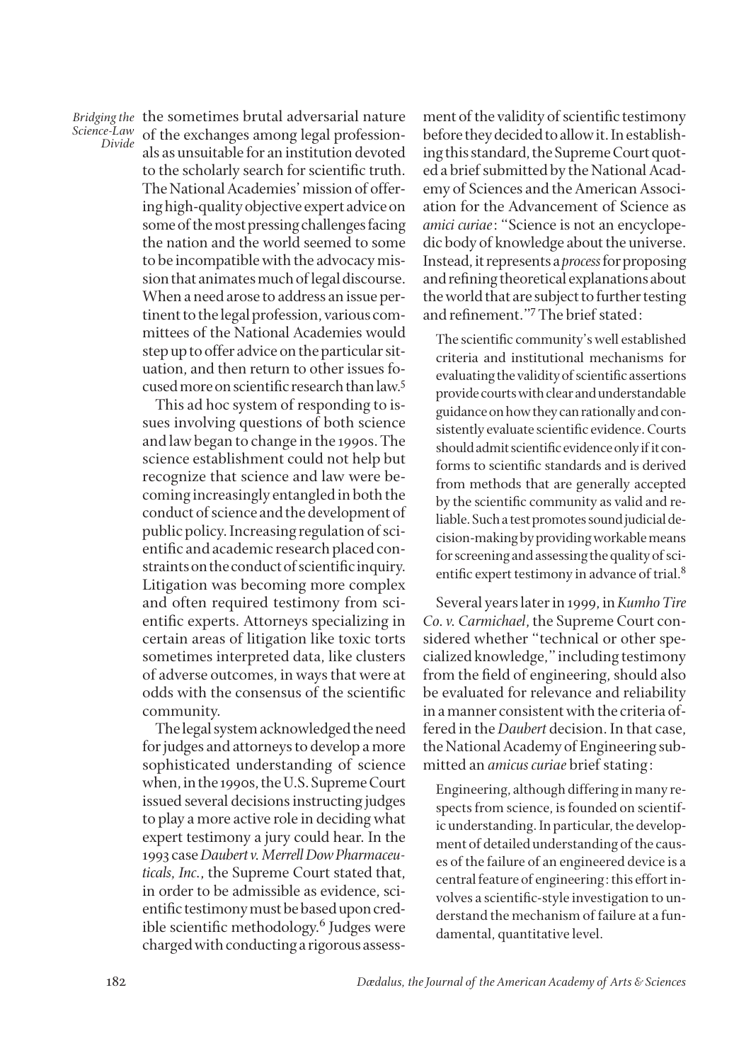the sometimes brutal adversarial nature of the exchanges among legal professionals as unsuitable for an institution devoted to the scholarly search for scientific truth. The National Academies' mission of offering high-quality objective expert advice on some of the most pressing challenges facing the nation and the world seemed to some to be incompatible with the advocacy mission that animates much of legal discourse. When a need arose to address an issue pertinent to the legal profession, various committees of the National Academies would step up to offer advice on the particular situation, and then return to other issues focused more on scientific research than law.[5]

This ad hoc system of responding to issues involving questions of both science and law began to change in the 1990s. The science establishment could not help but recognize that science and law were becoming increasingly entangled in both the conduct of science and the development of public policy. Increasing regulation of scientific and academic research placed constraints on the conduct of scientific inquiry. Litigation was becoming more complex and often required testimony from scientific experts. Attorneys specializing in certain areas of litigation like toxic torts sometimes interpreted data, like clusters of adverse outcomes, in ways that were at odds with the consensus of the scientific community.

The legal system acknowledged the need for judges and attorneys to develop a more sophisticated understanding of science when, in the 1990s, the U.S. Supreme Court issued several decisions instructing judges to play a more active role in deciding what expert testimony a jury could hear. In the 1993 case *Daubert v. Merrell Dow Pharmaceuticals, Inc.*, the Supreme Court stated that, in order to be admissible as evidence, scientific testimony must be based upon credible scientific methodology.[6] Judges were charged with conducting a rigorous assessment of the validity of scientific testimony before they decided to allow it. In establishing this standard, the Supreme Court quoted a brief submitted by the National Academy of Sciences and the American Association for the Advancement of Science as *amici curiae*: "Science is not an encyclopedic body of knowledge about the universe. Instead, it represents a *process* for proposing and refining theoretical explanations about the world that are subject to further testing and refinement."[7] The brief stated:

> The scientific community's well established criteria and institutional mechanisms for evaluating the validity of scientific assertions provide courts with clear and understandable guidance on how they can rationally and consistently evaluate scientific evidence. Courts should admit scientific evidence only if it conforms to scientific standards and is derived from methods that are generally accepted by the scientific community as valid and reliable. Such a test promotes sound judicial decision-making by providing workable means for screening and assessing the quality of scientific expert testimony in advance of trial.[8]

Several years later in 1999, in *Kumho Tire Co. v. Carmichael*, the Supreme Court considered whether "technical or other specialized knowledge," including testimony from the field of engineering, should also be evaluated for relevance and reliability in a manner consistent with the criteria offered in the *Daubert* decision. In that case, the National Academy of Engineering submitted an *amicus curiae* brief stating:

> Engineering, although differing in many respects from science, is founded on scientific understanding. In particular, the development of detailed understanding of the causes of the failure of an engineered device is a central feature of engineering: this effort involves a scientific-style investigation to understand the mechanism of failure at a fundamental, quantitative level.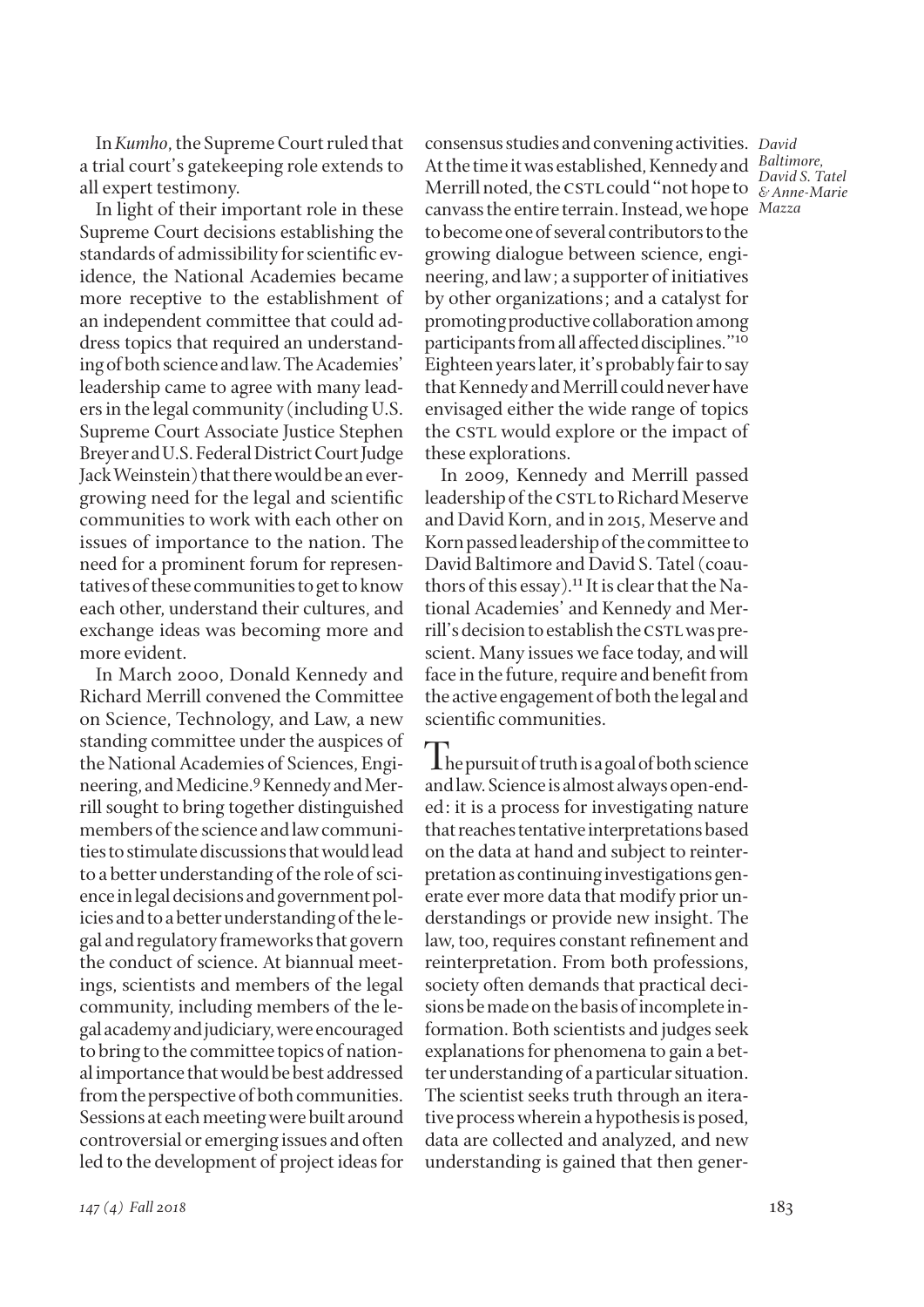In *Kumho*, the Supreme Court ruled that a trial court's gatekeeping role extends to all expert testimony.

In light of their important role in these Supreme Court decisions establishing the standards of admissibility for scientific evidence, the National Academies became more receptive to the establishment of an independent committee that could address topics that required an understanding of both science and law. The Academies' leadership came to agree with many leaders in the legal community (including U.S. Supreme Court Associate Justice Stephen Breyer and U.S. Federal District Court Judge Jack Weinstein) that there would be an ever-growing need for the legal and scientific communities to work with each other on issues of importance to the nation. The need for a prominent forum for representatives of these communities to get to know each other, understand their cultures, and exchange ideas was becoming more and more evident.

In March 2000, Donald Kennedy and Richard Merrill convened the Committee on Science, Technology, and Law, a new standing committee under the auspices of the National Academies of Sciences, Engineering, and Medicine.[9] Kennedy and Merrill sought to bring together distinguished members of the science and law communities to stimulate discussions that would lead to a better understanding of the role of science in legal decisions and government policies and to a better understanding of the legal and regulatory frameworks that govern the conduct of science. At biannual meetings, scientists and members of the legal community, including members of the legal academy and judiciary, were encouraged to bring to the committee topics of national importance that would be best addressed from the perspective of both communities. Sessions at each meeting were built around controversial or emerging issues and often led to the development of project ideas for consensus studies and convening activities. At the time it was established, Kennedy and Merrill noted, the CSTL could "not hope to canvass the entire terrain. Instead, we hope to become one of several contributors to the growing dialogue between science, engineering, and law; a supporter of initiatives by other organizations; and a catalyst for promoting productive collaboration among participants from all affected disciplines."[10] Eighteen years later, it's probably fair to say that Kennedy and Merrill could never have envisaged either the wide range of topics the CSTL would explore or the impact of these explorations.

In 2009, Kennedy and Merrill passed leadership of the CSTL to Richard Meserve and David Korn, and in 2015, Meserve and Korn passed leadership of the committee to David Baltimore and David S. Tatel (coauthors of this essay).[11] It is clear that the National Academies' and Kennedy and Merrill's decision to establish the CSTL was prescient. Many issues we face today, and will face in the future, require and benefit from the active engagement of both the legal and scientific communities.

The pursuit of truth is a goal of both science and law. Science is almost always open-ended: it is a process for investigating nature that reaches tentative interpretations based on the data at hand and subject to reinterpretation as continuing investigations generate ever more data that modify prior understandings or provide new insight. The law, too, requires constant refinement and reinterpretation. From both professions, society often demands that practical decisions be made on the basis of incomplete information. Both scientists and judges seek explanations for phenomena to gain a better understanding of a particular situation. The scientist seeks truth through an iterative process wherein a hypothesis is posed, data are collected and analyzed, and new understanding is gained that then gener-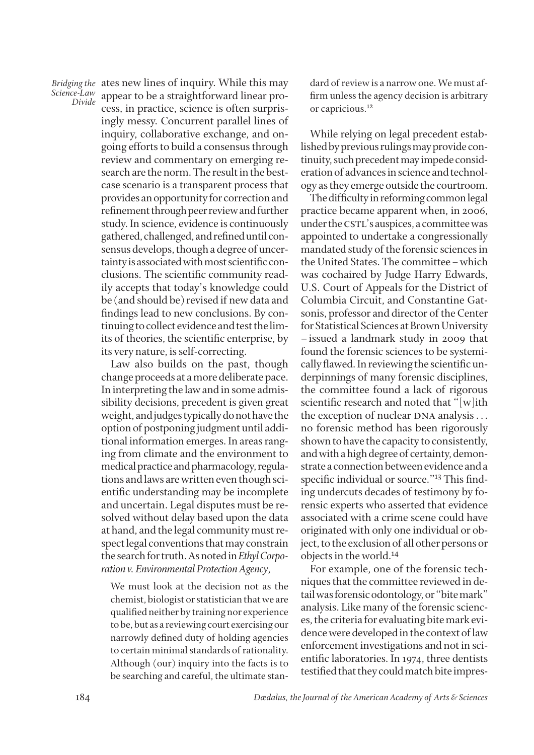ates new lines of inquiry. While this may appear to be a straightforward linear process, in practice, science is often surprisingly messy. Concurrent parallel lines of inquiry, collaborative exchange, and ongoing efforts to build a consensus through review and commentary on emerging research are the norm. The result in the best-case scenario is a transparent process that provides an opportunity for correction and refinement through peer review and further study. In science, evidence is continuously gathered, challenged, and refined until consensus develops, though a degree of uncertainty is associated with most scientific conclusions. The scientific community readily accepts that today's knowledge could be (and should be) revised if new data and findings lead to new conclusions. By continuing to collect evidence and test the limits of theories, the scientific enterprise, by its very nature, is self-correcting.

Law also builds on the past, though change proceeds at a more deliberate pace. In interpreting the law and in some admissibility decisions, precedent is given great weight, and judges typically do not have the option of postponing judgment until additional information emerges. In areas ranging from climate and the environment to medical practice and pharmacology, regulations and laws are written even though scientific understanding may be incomplete and uncertain. Legal disputes must be resolved without delay based upon the data at hand, and the legal community must respect legal conventions that may constrain the search for truth. As noted in *Ethyl Corporation v. Environmental Protection Agency*,

> We must look at the decision not as the chemist, biologist or statistician that we are qualified neither by training nor experience to be, but as a reviewing court exercising our narrowly defined duty of holding agencies to certain minimal standards of rationality. Although (our) inquiry into the facts is to be searching and careful, the ultimate standard of review is a narrow one. We must affirm unless the agency decision is arbitrary or capricious.[12]

While relying on legal precedent established by previous rulings may provide continuity, such precedent may impede consideration of advances in science and technology as they emerge outside the courtroom.

The difficulty in reforming common legal practice became apparent when, in 2006, under the CSTL's auspices, a committee was appointed to undertake a congressionally mandated study of the forensic sciences in the United States. The committee – which was cochaired by Judge Harry Edwards, U.S. Court of Appeals for the District of Columbia Circuit, and Constantine Gatsonis, professor and director of the Center for Statistical Sciences at Brown University – issued a landmark study in 2009 that found the forensic sciences to be systemically flawed. In reviewing the scientific underpinnings of many forensic disciplines, the committee found a lack of rigorous scientific research and noted that "[w]ith the exception of nuclear DNA analysis . . . no forensic method has been rigorously shown to have the capacity to consistently, and with a high degree of certainty, demonstrate a connection between evidence and a specific individual or source."[13] This finding undercuts decades of testimony by forensic experts who asserted that evidence associated with a crime scene could have originated with only one individual or object, to the exclusion of all other persons or objects in the world.[14]

For example, one of the forensic techniques that the committee reviewed in detail was forensic odontology, or "bite mark" analysis. Like many of the forensic sciences, the criteria for evaluating bite mark evidence were developed in the context of law enforcement investigations and not in scientific laboratories. In 1974, three dentists testified that they could match bite impres-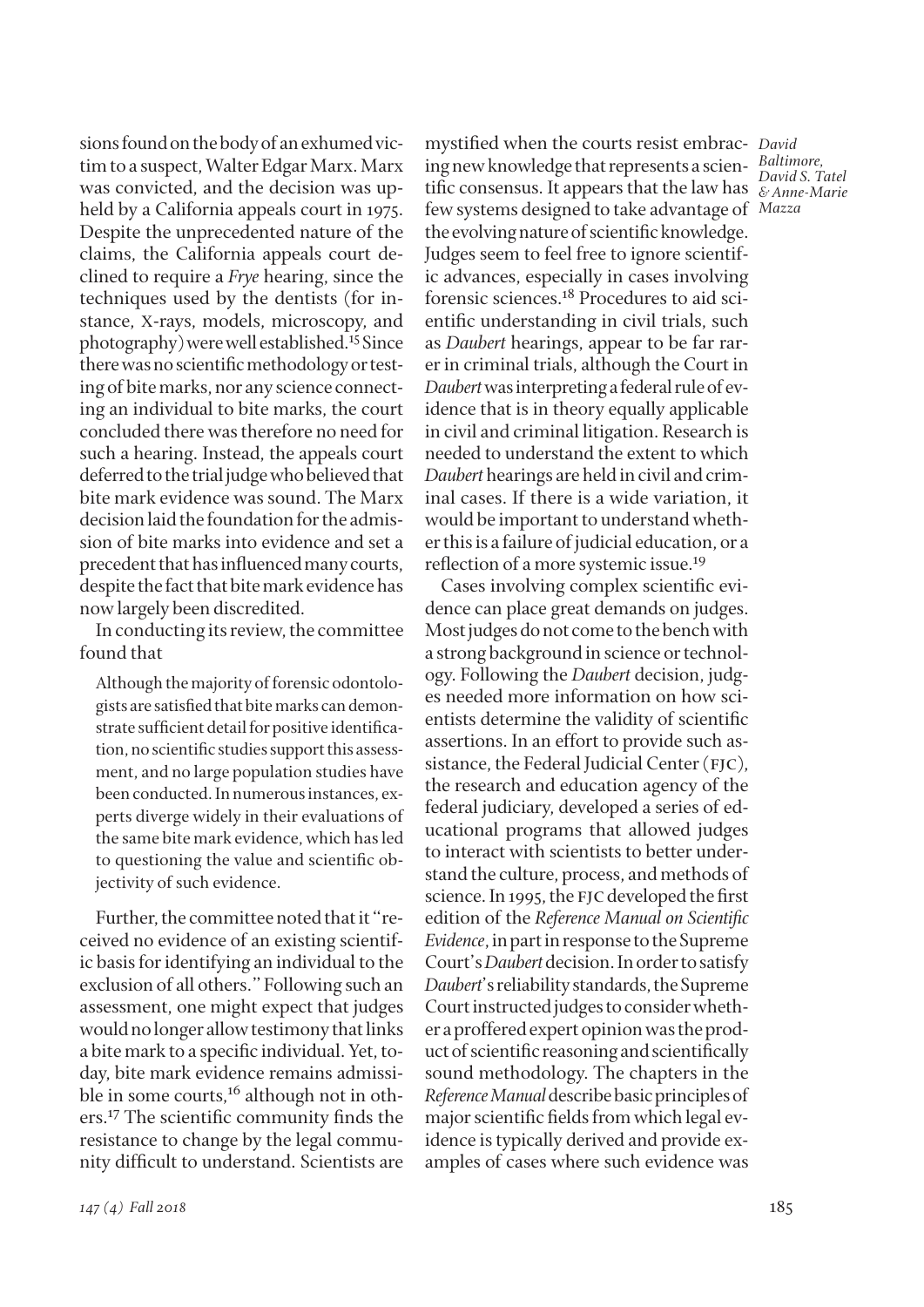sions found on the body of an exhumed victim to a suspect, Walter Edgar Marx. Marx was convicted, and the decision was upheld by a California appeals court in 1975. Despite the unprecedented nature of the claims, the California appeals court declined to require a *Frye* hearing, since the techniques used by the dentists (for instance, X-rays, models, microscopy, and photography) were well established.[15] Since there was no scientific methodology or testing of bite marks, nor any science connecting an individual to bite marks, the court concluded there was therefore no need for such a hearing. Instead, the appeals court deferred to the trial judge who believed that bite mark evidence was sound. The Marx decision laid the foundation for the admission of bite marks into evidence and set a precedent that has influenced many courts, despite the fact that bite mark evidence has now largely been discredited.

In conducting its review, the committee found that

> Although the majority of forensic odontologists are satisfied that bite marks can demonstrate sufficient detail for positive identification, no scientific studies support this assessment, and no large population studies have been conducted. In numerous instances, experts diverge widely in their evaluations of the same bite mark evidence, which has led to questioning the value and scientific objectivity of such evidence.

Further, the committee noted that it "received no evidence of an existing scientific basis for identifying an individual to the exclusion of all others." Following such an assessment, one might expect that judges would no longer allow testimony that links a bite mark to a specific individual. Yet, today, bite mark evidence remains admissible in some courts,[16] although not in others.[17] The scientific community finds the resistance to change by the legal community difficult to understand. Scientists are mystified when the courts resist embracing new knowledge that represents a scientific consensus. It appears that the law has few systems designed to take advantage of the evolving nature of scientific knowledge. Judges seem to feel free to ignore scientific advances, especially in cases involving forensic sciences.[18] Procedures to aid scientific understanding in civil trials, such as *Daubert* hearings, appear to be far rarer in criminal trials, although the Court in *Daubert* was interpreting a federal rule of evidence that is in theory equally applicable in civil and criminal litigation. Research is needed to understand the extent to which *Daubert* hearings are held in civil and criminal cases. If there is a wide variation, it would be important to understand whether this is a failure of judicial education, or a reflection of a more systemic issue.[19]

Cases involving complex scientific evidence can place great demands on judges. Most judges do not come to the bench with a strong background in science or technology. Following the *Daubert* decision, judges needed more information on how scientists determine the validity of scientific assertions. In an effort to provide such assistance, the Federal Judicial Center (FJC), the research and education agency of the federal judiciary, developed a series of educational programs that allowed judges to interact with scientists to better understand the culture, process, and methods of science. In 1995, the FJC developed the first edition of the *Reference Manual on Scientific Evidence*, in part in response to the Supreme Court's *Daubert* decision. In order to satisfy *Daubert*'s reliability standards, the Supreme Court instructed judges to consider whether a proffered expert opinion was the product of scientific reasoning and scientifically sound methodology. The chapters in the *Reference Manual* describe basic principles of major scientific fields from which legal evidence is typically derived and provide examples of cases where such evidence was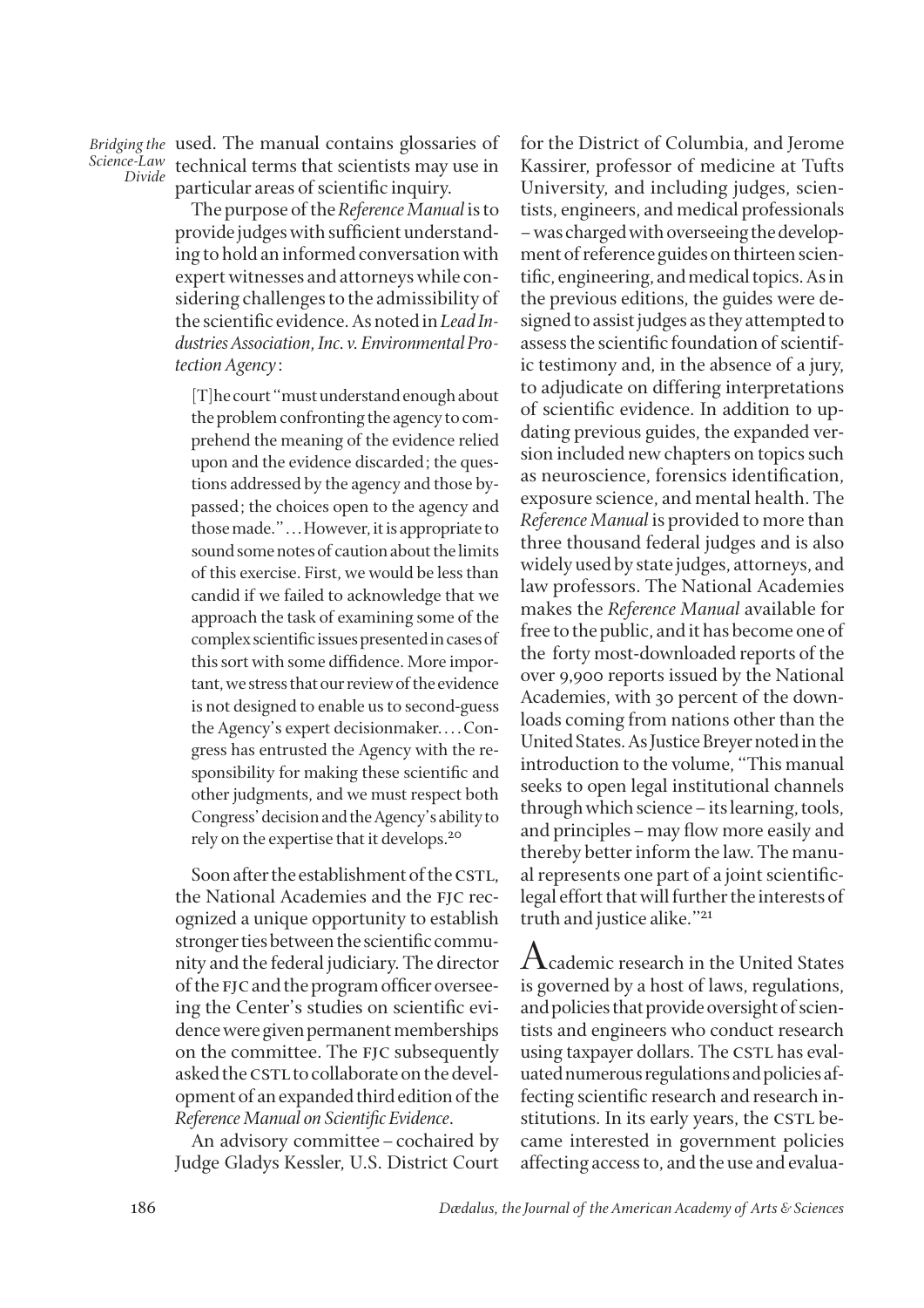used. The manual contains glossaries of technical terms that scientists may use in particular areas of scientific inquiry.

The purpose of the *Reference Manual* is to provide judges with sufficient understanding to hold an informed conversation with expert witnesses and attorneys while considering challenges to the admissibility of the scientific evidence. As noted in *Lead Industries Association, Inc. v. Environmental Protection Agency*:

> [T]he court "must understand enough about the problem confronting the agency to comprehend the meaning of the evidence relied upon and the evidence discarded; the questions addressed by the agency and those bypassed; the choices open to the agency and those made." . . . However, it is appropriate to sound some notes of caution about the limits of this exercise. First, we would be less than candid if we failed to acknowledge that we approach the task of examining some of the complex scientific issues presented in cases of this sort with some diffidence. More important, we stress that our review of the evidence is not designed to enable us to second-guess the Agency's expert decisionmaker. . . . Congress has entrusted the Agency with the responsibility for making these scientific and other judgments, and we must respect both Congress' decision and the Agency's ability to rely on the expertise that it develops.[20]

Soon after the establishment of the CSTL, the National Academies and the FJC recognized a unique opportunity to establish stronger ties between the scientific community and the federal judiciary. The director of the FJC and the program officer overseeing the Center's studies on scientific evidence were given permanent memberships on the committee. The FJC subsequently asked the CSTL to collaborate on the development of an expanded third edition of the *Reference Manual on Scientific Evidence*.

An advisory committee – cochaired by Judge Gladys Kessler, U.S. District Court for the District of Columbia, and Jerome Kassirer, professor of medicine at Tufts University, and including judges, scientists, engineers, and medical professionals – was charged with overseeing the development of reference guides on thirteen scientific, engineering, and medical topics. As in the previous editions, the guides were designed to assist judges as they attempted to assess the scientific foundation of scientific testimony and, in the absence of a jury, to adjudicate on differing interpretations of scientific evidence. In addition to updating previous guides, the expanded version included new chapters on topics such as neuroscience, forensics identification, exposure science, and mental health. The *Reference Manual* is provided to more than three thousand federal judges and is also widely used by state judges, attorneys, and law professors. The National Academies makes the *Reference Manual* available for free to the public, and it has become one of the forty most-downloaded reports of the over 9,900 reports issued by the National Academies, with 30 percent of the downloads coming from nations other than the United States. As Justice Breyer noted in the introduction to the volume, "This manual seeks to open legal institutional channels through which science – its learning, tools, and principles – may flow more easily and thereby better inform the law. The manual represents one part of a joint scientific-legal effort that will further the interests of truth and justice alike."[21]

Academic research in the United States is governed by a host of laws, regulations, and policies that provide oversight of scientists and engineers who conduct research using taxpayer dollars. The CSTL has evaluated numerous regulations and policies affecting scientific research and research institutions. In its early years, the CSTL became interested in government policies affecting access to, and the use and evalua-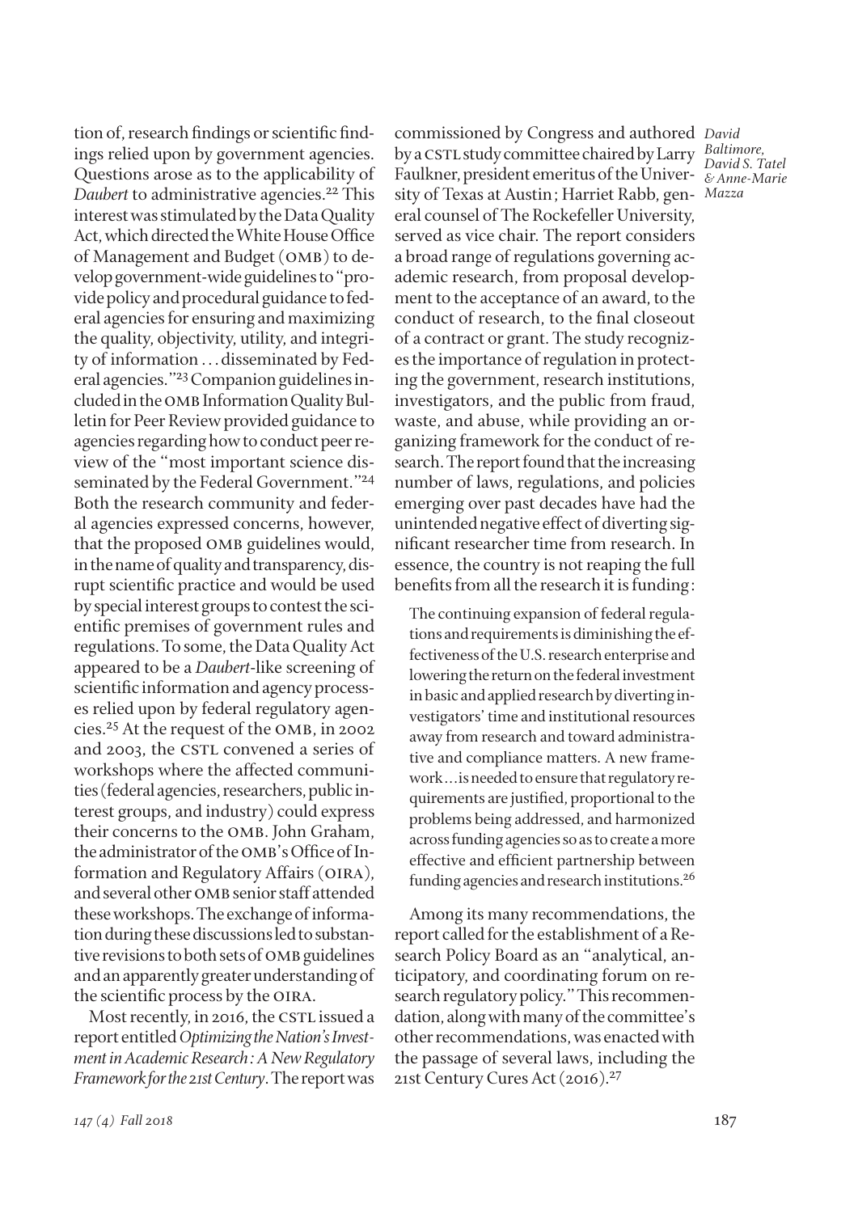tion of, research findings or scientific findings relied upon by government agencies. Questions arose as to the applicability of *Daubert* to administrative agencies.[22] This interest was stimulated by the Data Quality Act, which directed the White House Office of Management and Budget (OMB) to develop government-wide guidelines to "provide policy and procedural guidance to federal agencies for ensuring and maximizing the quality, objectivity, utility, and integrity of information . . . disseminated by Federal agencies."[23] Companion guidelines included in the OMB Information Quality Bulletin for Peer Review provided guidance to agencies regarding how to conduct peer review of the "most important science disseminated by the Federal Government."[24] Both the research community and federal agencies expressed concerns, however, that the proposed OMB guidelines would, in the name of quality and transparency, disrupt scientific practice and would be used by special interest groups to contest the scientific premises of government rules and regulations. To some, the Data Quality Act appeared to be a *Daubert*-like screening of scientific information and agency processes relied upon by federal regulatory agencies.[25] At the request of the OMB, in 2002 and 2003, the CSTL convened a series of workshops where the affected communities (federal agencies, researchers, public interest groups, and industry) could express their concerns to the OMB. John Graham, the administrator of the OMB's Office of Information and Regulatory Affairs (OIRA), and several other OMB senior staff attended these workshops. The exchange of information during these discussions led to substantive revisions to both sets of OMB guidelines and an apparently greater understanding of the scientific process by the OIRA.

Most recently, in 2016, the CSTL issued a report entitled *Optimizing the Nation's Investment in Academic Research: A New Regulatory Framework for the 21st Century*. The report was commissioned by Congress and authored by a CSTL study committee chaired by Larry Faulkner, president emeritus of the University of Texas at Austin; Harriet Rabb, general counsel of The Rockefeller University, served as vice chair. The report considers a broad range of regulations governing academic research, from proposal development to the acceptance of an award, to the conduct of research, to the final closeout of a contract or grant. The study recognizes the importance of regulation in protecting the government, research institutions, investigators, and the public from fraud, waste, and abuse, while providing an organizing framework for the conduct of research. The report found that the increasing number of laws, regulations, and policies emerging over past decades have had the unintended negative effect of diverting significant researcher time from research. In essence, the country is not reaping the full benefits from all the research it is funding:

> The continuing expansion of federal regulations and requirements is diminishing the effectiveness of the U.S. research enterprise and lowering the return on the federal investment in basic and applied research by diverting investigators' time and institutional resources away from research and toward administrative and compliance matters. A new framework . . . is needed to ensure that regulatory requirements are justified, proportional to the problems being addressed, and harmonized across funding agencies so as to create a more effective and efficient partnership between funding agencies and research institutions.[26]

Among its many recommendations, the report called for the establishment of a Research Policy Board as an "analytical, anticipatory, and coordinating forum on research regulatory policy." This recommendation, along with many of the committee's other recommendations, was enacted with the passage of several laws, including the 21st Century Cures Act (2016).[27]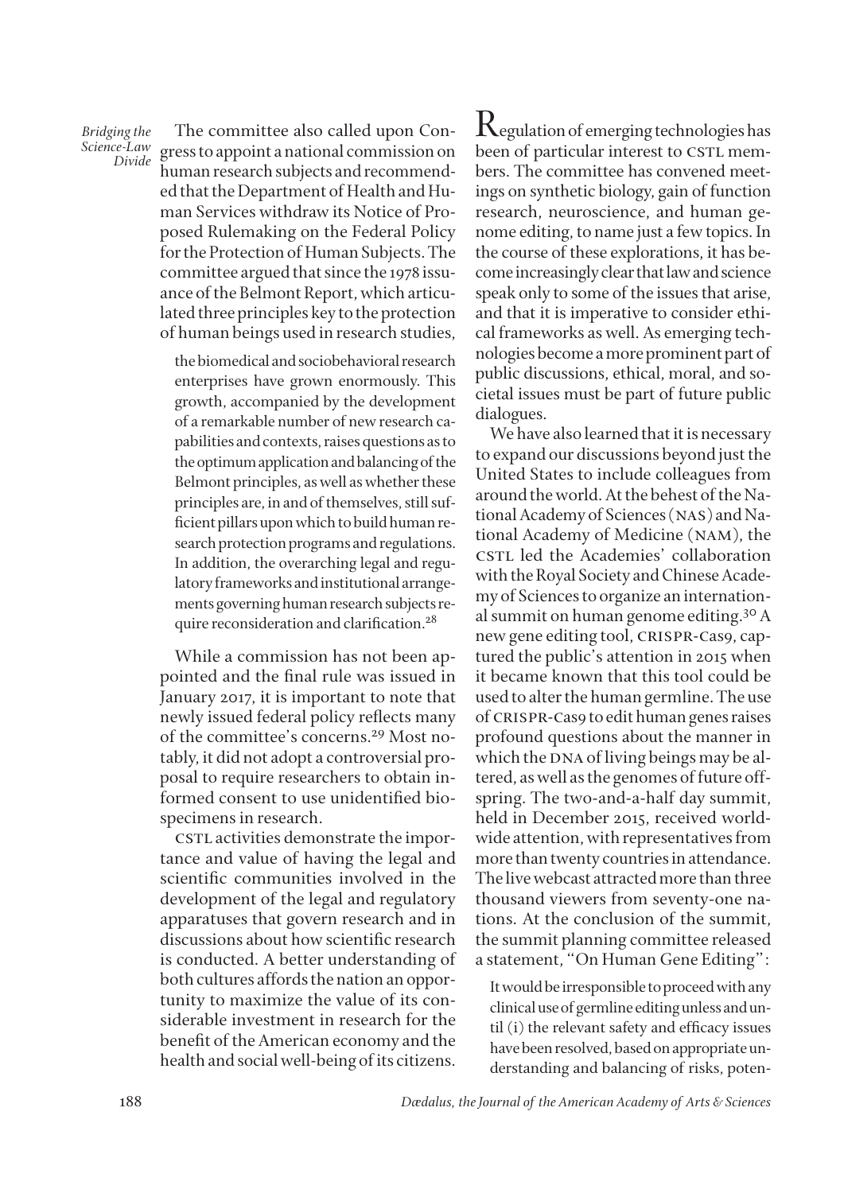The committee also called upon Congress to appoint a national commission on human research subjects and recommended that the Department of Health and Human Services withdraw its Notice of Proposed Rulemaking on the Federal Policy for the Protection of Human Subjects. The committee argued that since the 1978 issuance of the Belmont Report, which articulated three principles key to the protection of human beings used in research studies,

> the biomedical and sociobehavioral research enterprises have grown enormously. This growth, accompanied by the development of a remarkable number of new research capabilities and contexts, raises questions as to the optimum application and balancing of the Belmont principles, as well as whether these principles are, in and of themselves, still sufficient pillars upon which to build human research protection programs and regulations. In addition, the overarching legal and regulatory frameworks and institutional arrangements governing human research subjects require reconsideration and clarification.[28]

While a commission has not been appointed and the final rule was issued in January 2017, it is important to note that newly issued federal policy reflects many of the committee's concerns.[29] Most notably, it did not adopt a controversial proposal to require researchers to obtain informed consent to use unidentified biospecimens in research.

CSTL activities demonstrate the importance and value of having the legal and scientific communities involved in the development of the legal and regulatory apparatuses that govern research and in discussions about how scientific research is conducted. A better understanding of both cultures affords the nation an opportunity to maximize the value of its considerable investment in research for the benefit of the American economy and the health and social well-being of its citizens.

Regulation of emerging technologies has been of particular interest to CSTL members. The committee has convened meetings on synthetic biology, gain of function research, neuroscience, and human genome editing, to name just a few topics. In the course of these explorations, it has become increasingly clear that law and science speak only to some of the issues that arise, and that it is imperative to consider ethical frameworks as well. As emerging technologies become a more prominent part of public discussions, ethical, moral, and societal issues must be part of future public dialogues.

We have also learned that it is necessary to expand our discussions beyond just the United States to include colleagues from around the world. At the behest of the National Academy of Sciences (NAS) and National Academy of Medicine (NAM), the CSTL led the Academies' collaboration with the Royal Society and Chinese Academy of Sciences to organize an international summit on human genome editing.[30] A new gene editing tool, CRISPR-Cas9, captured the public's attention in 2015 when it became known that this tool could be used to alter the human germline. The use of CRISPR-Cas9 to edit human genes raises profound questions about the manner in which the DNA of living beings may be altered, as well as the genomes of future offspring. The two-and-a-half day summit, held in December 2015, received worldwide attention, with representatives from more than twenty countries in attendance. The live webcast attracted more than three thousand viewers from seventy-one nations. At the conclusion of the summit, the summit planning committee released a statement, "On Human Gene Editing":

> It would be irresponsible to proceed with any clinical use of germline editing unless and until (i) the relevant safety and efficacy issues have been resolved, based on appropriate understanding and balancing of risks, poten-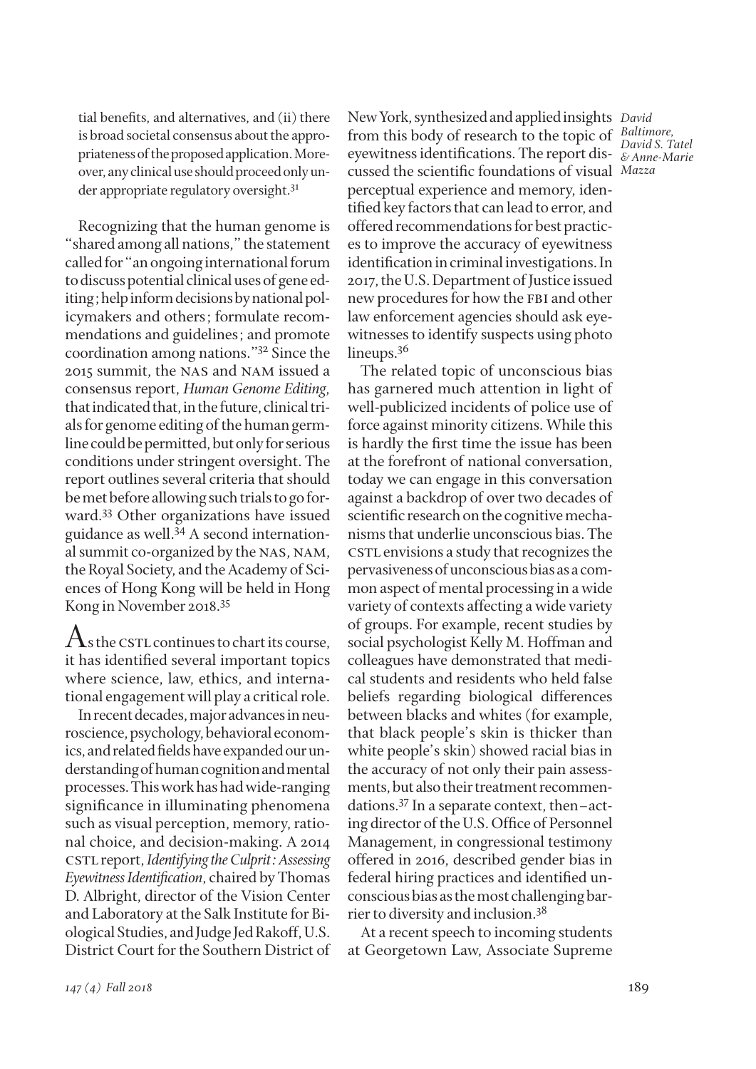tial benefits, and alternatives, and (ii) there is broad societal consensus about the appropriateness of the proposed application. Moreover, any clinical use should proceed only under appropriate regulatory oversight.[31]

Recognizing that the human genome is "shared among all nations," the statement called for "an ongoing international forum to discuss potential clinical uses of gene editing; help inform decisions by national policymakers and others; formulate recommendations and guidelines; and promote coordination among nations."[32] Since the 2015 summit, the NAS and NAM issued a consensus report, *Human Genome Editing*, that indicated that, in the future, clinical trials for genome editing of the human germline could be permitted, but only for serious conditions under stringent oversight. The report outlines several criteria that should be met before allowing such trials to go forward.[33] Other organizations have issued guidance as well.[34] A second international summit co-organized by the NAS, NAM, the Royal Society, and the Academy of Sciences of Hong Kong will be held in Hong Kong in November 2018.[35]

As the CSTL continues to chart its course, it has identified several important topics where science, law, ethics, and international engagement will play a critical role.

In recent decades, major advances in neuroscience, psychology, behavioral economics, and related fields have expanded our understanding of human cognition and mental processes. This work has had wide-ranging significance in illuminating phenomena such as visual perception, memory, rational choice, and decision-making. A 2014 CSTL report, *Identifying the Culprit: Assessing Eyewitness Identification*, chaired by Thomas D. Albright, director of the Vision Center and Laboratory at the Salk Institute for Biological Studies, and Judge Jed Rakoff, U.S. District Court for the Southern District of New York, synthesized and applied insights from this body of research to the topic of eyewitness identifications. The report discussed the scientific foundations of visual perceptual experience and memory, identified key factors that can lead to error, and offered recommendations for best practices to improve the accuracy of eyewitness identification in criminal investigations. In 2017, the U.S. Department of Justice issued new procedures for how the FBI and other law enforcement agencies should ask eyewitnesses to identify suspects using photo lineups.[36]

The related topic of unconscious bias has garnered much attention in light of well-publicized incidents of police use of force against minority citizens. While this is hardly the first time the issue has been at the forefront of national conversation, today we can engage in this conversation against a backdrop of over two decades of scientific research on the cognitive mechanisms that underlie unconscious bias. The CSTL envisions a study that recognizes the pervasiveness of unconscious bias as a common aspect of mental processing in a wide variety of contexts affecting a wide variety of groups. For example, recent studies by social psychologist Kelly M. Hoffman and colleagues have demonstrated that medical students and residents who held false beliefs regarding biological differences between blacks and whites (for example, that black people's skin is thicker than white people's skin) showed racial bias in the accuracy of not only their pain assessments, but also their treatment recommendations.[37] In a separate context, then–acting director of the U.S. Office of Personnel Management, in congressional testimony offered in 2016, described gender bias in federal hiring practices and identified unconscious bias as the most challenging barrier to diversity and inclusion.[38]

At a recent speech to incoming students at Georgetown Law, Associate Supreme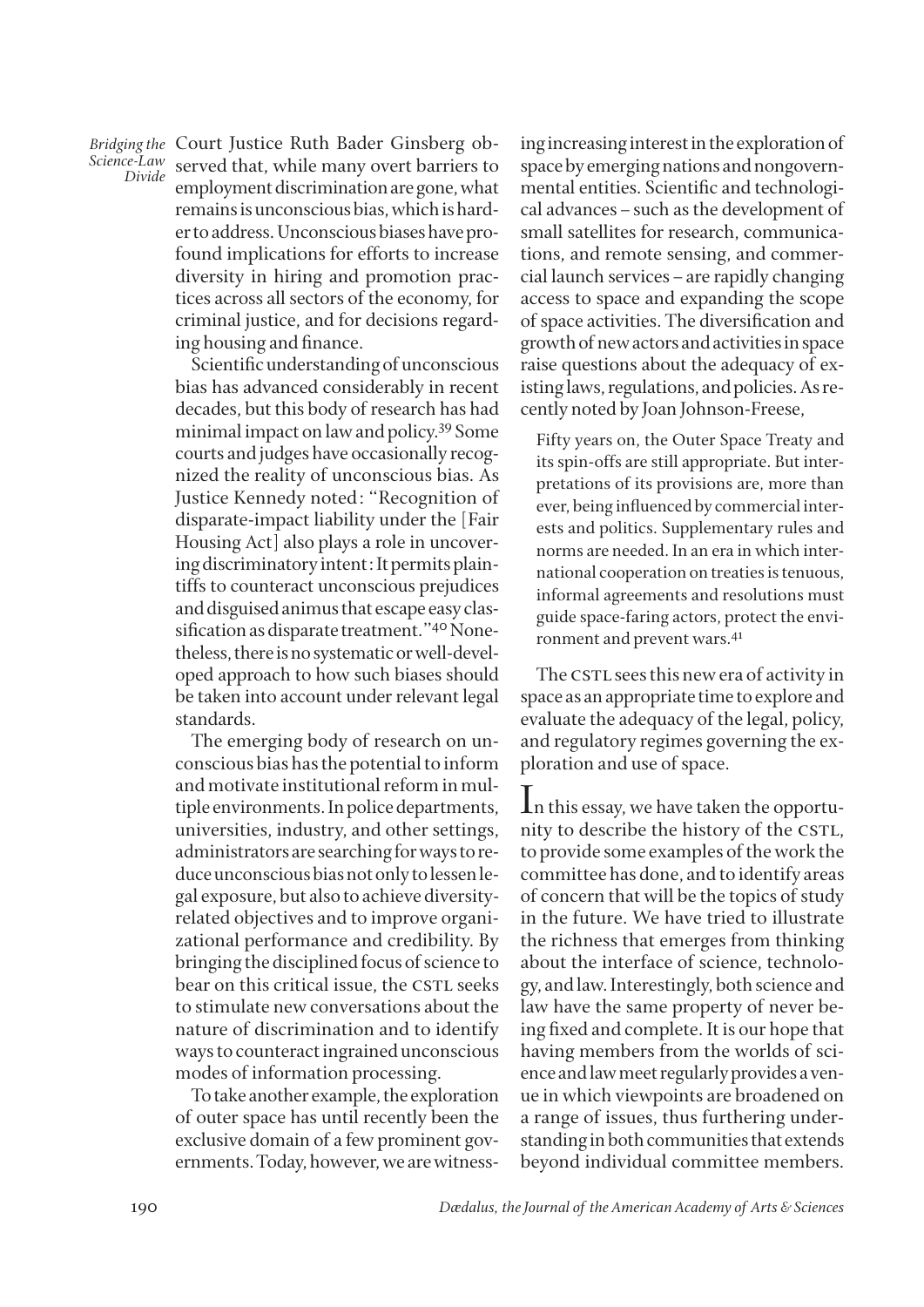Court Justice Ruth Bader Ginsberg observed that, while many overt barriers to employment discrimination are gone, what remains is unconscious bias, which is harder to address. Unconscious biases have profound implications for efforts to increase diversity in hiring and promotion practices across all sectors of the economy, for criminal justice, and for decisions regarding housing and finance.

Scientific understanding of unconscious bias has advanced considerably in recent decades, but this body of research has had minimal impact on law and policy.[39] Some courts and judges have occasionally recognized the reality of unconscious bias. As Justice Kennedy noted: "Recognition of disparate-impact liability under the [Fair Housing Act] also plays a role in uncovering discriminatory intent: It permits plaintiffs to counteract unconscious prejudices and disguised animus that escape easy classification as disparate treatment."[40] Nonetheless, there is no systematic or well-developed approach to how such biases should be taken into account under relevant legal standards.

The emerging body of research on unconscious bias has the potential to inform and motivate institutional reform in multiple environments. In police departments, universities, industry, and other settings, administrators are searching for ways to reduce unconscious bias not only to lessen legal exposure, but also to achieve diversity-related objectives and to improve organizational performance and credibility. By bringing the disciplined focus of science to bear on this critical issue, the CSTL seeks to stimulate new conversations about the nature of discrimination and to identify ways to counteract ingrained unconscious modes of information processing.

To take another example, the exploration of outer space has until recently been the exclusive domain of a few prominent governments. Today, however, we are witnessing increasing interest in the exploration of space by emerging nations and nongovernmental entities. Scientific and technological advances – such as the development of small satellites for research, communications, and remote sensing, and commercial launch services – are rapidly changing access to space and expanding the scope of space activities. The diversification and growth of new actors and activities in space raise questions about the adequacy of existing laws, regulations, and policies. As recently noted by Joan Johnson-Freese,

> Fifty years on, the Outer Space Treaty and its spin-offs are still appropriate. But interpretations of its provisions are, more than ever, being influenced by commercial interests and politics. Supplementary rules and norms are needed. In an era in which international cooperation on treaties is tenuous, informal agreements and resolutions must guide space-faring actors, protect the environment and prevent wars.[41]

The CSTL sees this new era of activity in space as an appropriate time to explore and evaluate the adequacy of the legal, policy, and regulatory regimes governing the exploration and use of space.

In this essay, we have taken the opportunity to describe the history of the CSTL, to provide some examples of the work the committee has done, and to identify areas of concern that will be the topics of study in the future. We have tried to illustrate the richness that emerges from thinking about the interface of science, technology, and law. Interestingly, both science and law have the same property of never being fixed and complete. It is our hope that having members from the worlds of science and law meet regularly provides a venue in which viewpoints are broadened on a range of issues, thus furthering understanding in both communities that extends beyond individual committee members.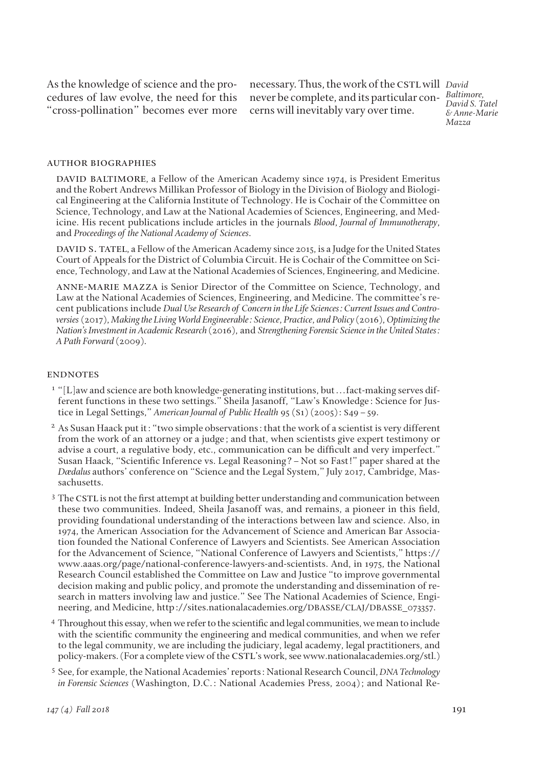As the knowledge of science and the procedures of law evolve, the need for this "cross-pollination" becomes ever more necessary. Thus, the work of the CSTL will never be complete, and its particular concerns will inevitably vary over time.

### AUTHOR BIOGRAPHIES

DAVID BALTIMORE, a Fellow of the American Academy since 1974, is President Emeritus and the Robert Andrews Millikan Professor of Biology in the Division of Biology and Biological Engineering at the California Institute of Technology. He is Cochair of the Committee on Science, Technology, and Law at the National Academies of Sciences, Engineering, and Medicine. His recent publications include articles in the journals *Blood*, *Journal of Immunotherapy*, and *Proceedings of the National Academy of Sciences*.

DAVID S. TATEL, a Fellow of the American Academy since 2015, is a Judge for the United States Court of Appeals for the District of Columbia Circuit. He is Cochair of the Committee on Science, Technology, and Law at the National Academies of Sciences, Engineering, and Medicine.

ANNE-MARIE MAZZA is Senior Director of the Committee on Science, Technology, and Law at the National Academies of Sciences, Engineering, and Medicine. The committee's recent publications include *Dual Use Research of Concern in the Life Sciences: Current Issues and Controversies* (2017), *Making the Living World Engineerable: Science, Practice, and Policy* (2016), *Optimizing the Nation's Investment in Academic Research* (2016), and *Strengthening Forensic Science in the United States: A Path Forward* (2009).

### ENDNOTES

1 "[L]aw and science are both knowledge-generating institutions, but ... fact-making serves different functions in these two settings." Sheila Jasanoff, "Law's Knowledge: Science for Justice in Legal Settings," *American Journal of Public Health* 95 (S1) (2005): S49–59.

2 As Susan Haack put it: "two simple observations: that the work of a scientist is very different from the work of an attorney or a judge; and that, when scientists give expert testimony or advise a court, a regulative body, etc., communication can be difficult and very imperfect." Susan Haack, "Scientific Inference vs. Legal Reasoning? – Not so Fast!" paper shared at the *Dædalus* authors' conference on "Science and the Legal System," July 2017, Cambridge, Massachusetts.

3 The CSTL is not the first attempt at building better understanding and communication between these two communities. Indeed, Sheila Jasanoff was, and remains, a pioneer in this field, providing foundational understanding of the interactions between law and science. Also, in 1974, the American Association for the Advancement of Science and American Bar Association founded the National Conference of Lawyers and Scientists. See American Association for the Advancement of Science, "National Conference of Lawyers and Scientists," https://www.aaas.org/page/national-conference-lawyers-and-scientists. And, in 1975, the National Research Council established the Committee on Law and Justice "to improve governmental decision making and public policy, and promote the understanding and dissemination of research in matters involving law and justice." See The National Academies of Science, Engineering, and Medicine, http://sites.nationalacademies.org/DBASSE/CLAJ/DBASSE_073357.

4 Throughout this essay, when we refer to the scientific and legal communities, we mean to include with the scientific community the engineering and medical communities, and when we refer to the legal community, we are including the judiciary, legal academy, legal practitioners, and policy-makers. (For a complete view of the CSTL's work, see www.nationalacademies.org/stl.)

5 See, for example, the National Academies' reports: National Research Council, *DNA Technology in Forensic Sciences* (Washington, D.C.: National Academies Press, 2004); and National Re-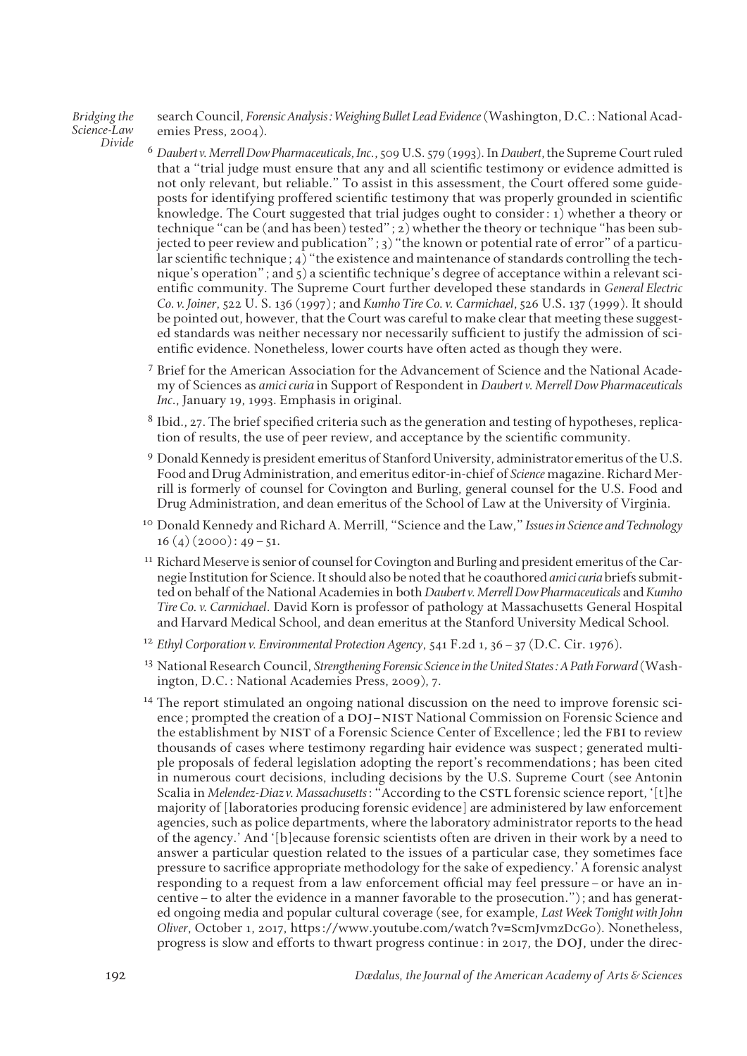search Council, *Forensic Analysis: Weighing Bullet Lead Evidence* (Washington, D.C.: National Academies Press, 2004).

6 *Daubert v. Merrell Dow Pharmaceuticals, Inc.*, 509 U.S. 579 (1993). In *Daubert*, the Supreme Court ruled that a "trial judge must ensure that any and all scientific testimony or evidence admitted is not only relevant, but reliable." To assist in this assessment, the Court offered some guideposts for identifying proffered scientific testimony that was properly grounded in scientific knowledge. The Court suggested that trial judges ought to consider: 1) whether a theory or technique "can be (and has been) tested"; 2) whether the theory or technique "has been subjected to peer review and publication"; 3) "the known or potential rate of error" of a particular scientific technique; 4) "the existence and maintenance of standards controlling the technique's operation"; and 5) a scientific technique's degree of acceptance within a relevant scientific community. The Supreme Court further developed these standards in *General Electric Co. v. Joiner*, 522 U. S. 136 (1997); and *Kumho Tire Co. v. Carmichael*, 526 U.S. 137 (1999). It should be pointed out, however, that the Court was careful to make clear that meeting these suggested standards was neither necessary nor necessarily sufficient to justify the admission of scientific evidence. Nonetheless, lower courts have often acted as though they were.

7 Brief for the American Association for the Advancement of Science and the National Academy of Sciences as *amici curia* in Support of Respondent in *Daubert v. Merrell Dow Pharmaceuticals Inc.*, January 19, 1993. Emphasis in original.

8 Ibid., 27. The brief specified criteria such as the generation and testing of hypotheses, replication of results, the use of peer review, and acceptance by the scientific community.

9 Donald Kennedy is president emeritus of Stanford University, administrator emeritus of the U.S. Food and Drug Administration, and emeritus editor-in-chief of *Science* magazine. Richard Merrill is formerly of counsel for Covington and Burling, general counsel for the U.S. Food and Drug Administration, and dean emeritus of the School of Law at the University of Virginia.

10 Donald Kennedy and Richard A. Merrill, "Science and the Law," *Issues in Science and Technology* 16 (4) (2000): 49–51.

11 Richard Meserve is senior of counsel for Covington and Burling and president emeritus of the Carnegie Institution for Science. It should also be noted that he coauthored *amici curia* briefs submitted on behalf of the National Academies in both *Daubert v. Merrell Dow Pharmaceuticals* and *Kumho Tire Co. v. Carmichael*. David Korn is professor of pathology at Massachusetts General Hospital and Harvard Medical School, and dean emeritus at the Stanford University Medical School.

12 *Ethyl Corporation v. Environmental Protection Agency*, 541 F.2d 1, 36–37 (D.C. Cir. 1976).

13 National Research Council, *Strengthening Forensic Science in the United States: A Path Forward* (Washington, D.C.: National Academies Press, 2009), 7.

14 The report stimulated an ongoing national discussion on the need to improve forensic science; prompted the creation of a DOJ–NIST National Commission on Forensic Science and the establishment by NIST of a Forensic Science Center of Excellence; led the FBI to review thousands of cases where testimony regarding hair evidence was suspect; generated multiple proposals of federal legislation adopting the report's recommendations; has been cited in numerous court decisions, including decisions by the U.S. Supreme Court (see Antonin Scalia in *Melendez-Diaz v. Massachusetts*: "According to the CSTL forensic science report, '[t]he majority of [laboratories producing forensic evidence] are administered by law enforcement agencies, such as police departments, where the laboratory administrator reports to the head of the agency.' And '[b]ecause forensic scientists often are driven in their work by a need to answer a particular question related to the issues of a particular case, they sometimes face pressure to sacrifice appropriate methodology for the sake of expediency.' A forensic analyst responding to a request from a law enforcement official may feel pressure–or have an incentive–to alter the evidence in a manner favorable to the prosecution."); and has generated ongoing media and popular cultural coverage (see, for example, *Last Week Tonight with John Oliver*, October 1, 2017, https://www.youtube.com/watch?v=ScmJvmzDcG0). Nonetheless, progress is slow and efforts to thwart progress continue: in 2017, the DOJ, under the direc-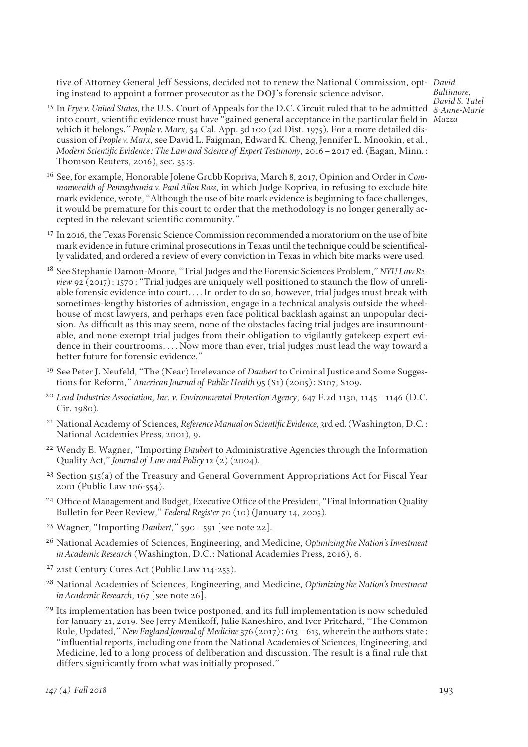tive of Attorney General Jeff Sessions, decided not to renew the National Commission, opting instead to appoint a former prosecutor as the DOJ's forensic science advisor.

[15] In *Frye v. United States*, the U.S. Court of Appeals for the D.C. Circuit ruled that to be admitted into court, scientific evidence must have "gained general acceptance in the particular field in which it belongs." *People v. Marx*, 54 Cal. App. 3d 100 (2d Dist. 1975). For a more detailed discussion of *People v. Marx*, see David L. Faigman, Edward K. Cheng, Jennifer L. Mnookin, et al., *Modern Scientific Evidence: The Law and Science of Expert Testimony*, 2016–2017 ed. (Eagan, Minn.: Thomson Reuters, 2016), sec. 35:5.

[16] See, for example, Honorable Jolene Grubb Kopriva, March 8, 2017, Opinion and Order in *Commonwealth of Pennsylvania v. Paul Allen Ross*, in which Judge Kopriva, in refusing to exclude bite mark evidence, wrote, "Although the use of bite mark evidence is beginning to face challenges, it would be premature for this court to order that the methodology is no longer generally accepted in the relevant scientific community."

[17] In 2016, the Texas Forensic Science Commission recommended a moratorium on the use of bite mark evidence in future criminal prosecutions in Texas until the technique could be scientifically validated, and ordered a review of every conviction in Texas in which bite marks were used.

[18] See Stephanie Damon-Moore, "Trial Judges and the Forensic Sciences Problem," *NYU Law Review* 92 (2017): 1570; "Trial judges are uniquely well positioned to staunch the flow of unreliable forensic evidence into court. . . . In order to do so, however, trial judges must break with sometimes-lengthy histories of admission, engage in a technical analysis outside the wheelhouse of most lawyers, and perhaps even face political backlash against an unpopular decision. As difficult as this may seem, none of the obstacles facing trial judges are insurmountable, and none exempt trial judges from their obligation to vigilantly gatekeep expert evidence in their courtrooms. . . . Now more than ever, trial judges must lead the way toward a better future for forensic evidence."

[19] See Peter J. Neufeld, "The (Near) Irrelevance of *Daubert* to Criminal Justice and Some Suggestions for Reform," *American Journal of Public Health* 95 (S1) (2005): S107, S109.

[20] *Lead Industries Association, Inc. v. Environmental Protection Agency*, 647 F.2d 1130, 1145–1146 (D.C. Cir. 1980).

[21] National Academy of Sciences, *Reference Manual on Scientific Evidence*, 3rd ed. (Washington, D.C.: National Academies Press, 2001), 9.

[22] Wendy E. Wagner, "Importing *Daubert* to Administrative Agencies through the Information Quality Act," *Journal of Law and Policy* 12 (2) (2004).

[23] Section 515(a) of the Treasury and General Government Appropriations Act for Fiscal Year 2001 (Public Law 106-554).

[24] Office of Management and Budget, Executive Office of the President, "Final Information Quality Bulletin for Peer Review," *Federal Register* 70 (10) (January 14, 2005).

[25] Wagner, "Importing *Daubert*," 590–591 [see note 22].

[26] National Academies of Sciences, Engineering, and Medicine, *Optimizing the Nation's Investment in Academic Research* (Washington, D.C.: National Academies Press, 2016), 6.

[27] 21st Century Cures Act (Public Law 114-255).

[28] National Academies of Sciences, Engineering, and Medicine, *Optimizing the Nation's Investment in Academic Research*, 167 [see note 26].

[29] Its implementation has been twice postponed, and its full implementation is now scheduled for January 21, 2019. See Jerry Menikoff, Julie Kaneshiro, and Ivor Pritchard, "The Common Rule, Updated," *New England Journal of Medicine* 376 (2017): 613–615, wherein the authors state: "influential reports, including one from the National Academies of Sciences, Engineering, and Medicine, led to a long process of deliberation and discussion. The result is a final rule that differs significantly from what was initially proposed."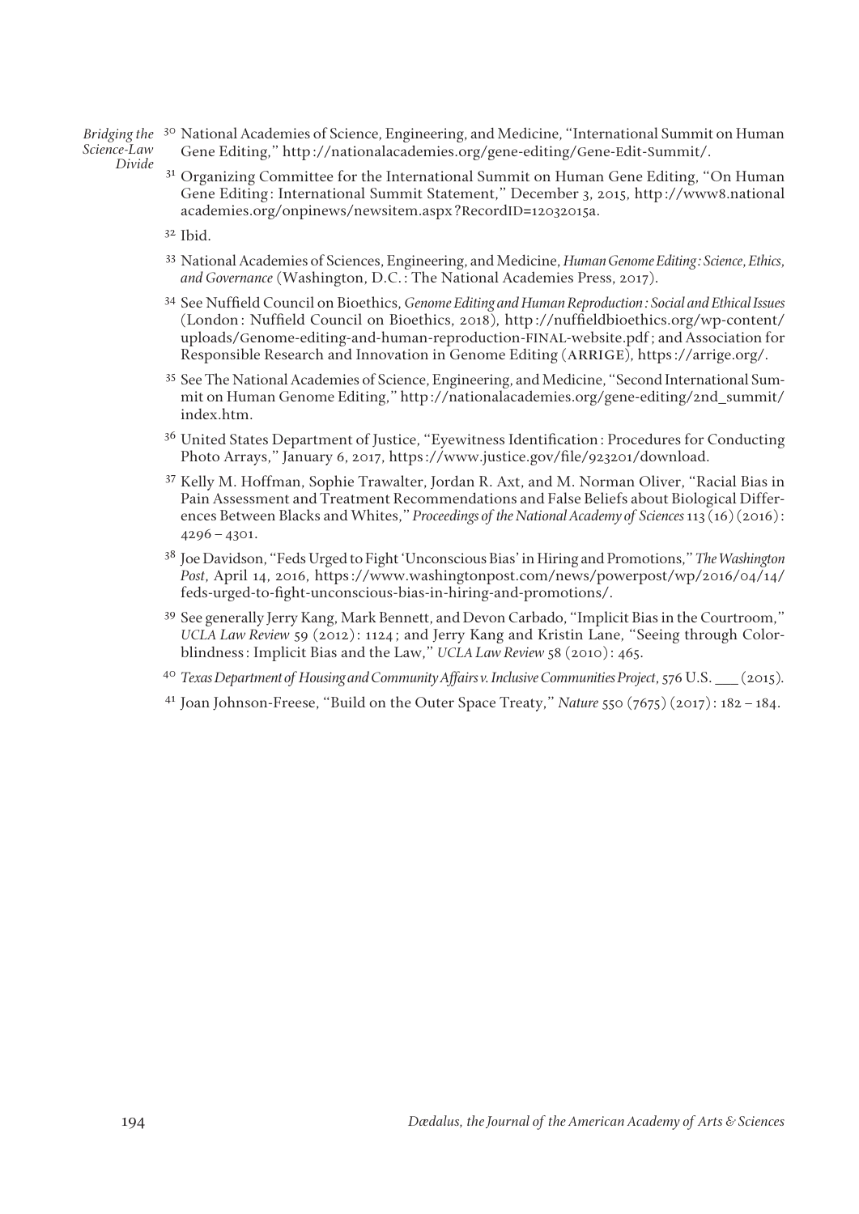30 National Academies of Science, Engineering, and Medicine, "International Summit on Human Gene Editing," http://nationalacademies.org/gene-editing/Gene-Edit-Summit/.

31 Organizing Committee for the International Summit on Human Gene Editing, "On Human Gene Editing: International Summit Statement," December 3, 2015, http://www8.nationalacademies.org/onpinews/newsitem.aspx?RecordID=12032015a.

32 Ibid.

33 National Academies of Sciences, Engineering, and Medicine, *Human Genome Editing: Science, Ethics, and Governance* (Washington, D.C.: The National Academies Press, 2017).

34 See Nuffield Council on Bioethics, *Genome Editing and Human Reproduction: Social and Ethical Issues* (London: Nuffield Council on Bioethics, 2018), http://nuffieldbioethics.org/wp-content/uploads/Genome-editing-and-human-reproduction-FINAL-website.pdf; and Association for Responsible Research and Innovation in Genome Editing (ARRIGE), https://arrige.org/.

35 See The National Academies of Science, Engineering, and Medicine, "Second International Summit on Human Genome Editing," http://nationalacademies.org/gene-editing/2nd_summit/index.htm.

36 United States Department of Justice, "Eyewitness Identification: Procedures for Conducting Photo Arrays," January 6, 2017, https://www.justice.gov/file/923201/download.

37 Kelly M. Hoffman, Sophie Trawalter, Jordan R. Axt, and M. Norman Oliver, "Racial Bias in Pain Assessment and Treatment Recommendations and False Beliefs about Biological Differences Between Blacks and Whites," *Proceedings of the National Academy of Sciences* 113 (16) (2016): 4296–4301.

38 Joe Davidson, "Feds Urged to Fight 'Unconscious Bias' in Hiring and Promotions," *The Washington Post*, April 14, 2016, https://www.washingtonpost.com/news/powerpost/wp/2016/04/14/feds-urged-to-fight-unconscious-bias-in-hiring-and-promotions/.

39 See generally Jerry Kang, Mark Bennett, and Devon Carbado, "Implicit Bias in the Courtroom," *UCLA Law Review* 59 (2012): 1124; and Jerry Kang and Kristin Lane, "Seeing through Colorblindness: Implicit Bias and the Law," *UCLA Law Review* 58 (2010): 465.

40 *Texas Department of Housing and Community Affairs v. Inclusive Communities Project*, 576 U.S. ___ (2015).

41 Joan Johnson-Freese, "Build on the Outer Space Treaty," *Nature* 550 (7675) (2017): 182–184.